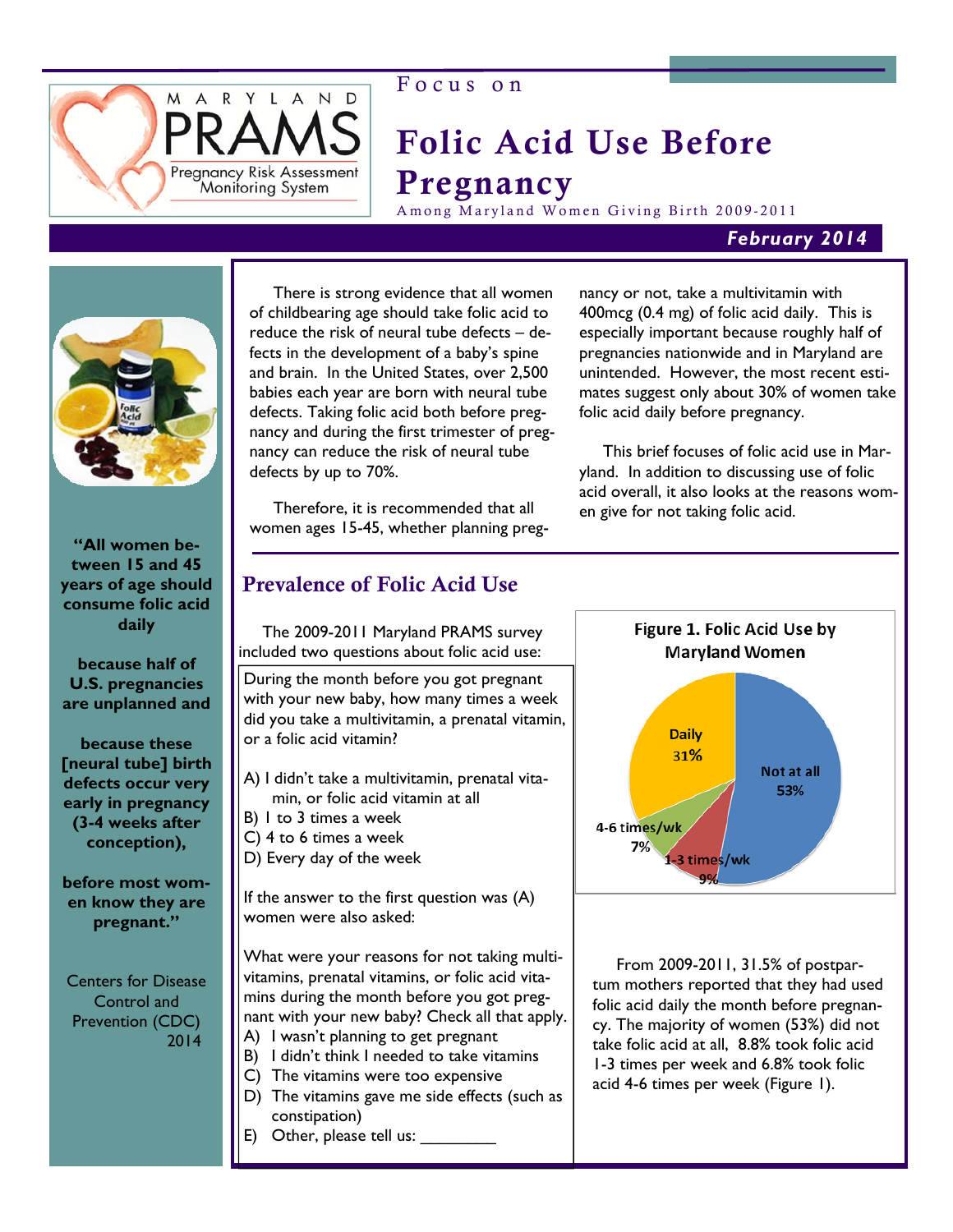Maryland PRAMS — Pregnancy Risk Assessment Monitoring System

Focus on

# Folic Acid Use Before Pregnancy

Among Maryland Women Giving Birth 2009-2011

***February 2014***

**"All women between 15 and 45 years of age should consume folic acid daily**

**because half of U.S. pregnancies are unplanned and**

**because these [neural tube] birth defects occur very early in pregnancy (3-4 weeks after conception),**

**before most women know they are pregnant."**

Centers for Disease Control and Prevention (CDC) 2014

There is strong evidence that all women of childbearing age should take folic acid to reduce the risk of neural tube defects – defects in the development of a baby's spine and brain. In the United States, over 2,500 babies each year are born with neural tube defects. Taking folic acid both before pregnancy and during the first trimester of pregnancy can reduce the risk of neural tube defects by up to 70%.

Therefore, it is recommended that all women ages 15-45, whether planning pregnancy or not, take a multivitamin with 400mcg (0.4 mg) of folic acid daily. This is especially important because roughly half of pregnancies nationwide and in Maryland are unintended. However, the most recent estimates suggest only about 30% of women take folic acid daily before pregnancy.

This brief focuses of folic acid use in Maryland. In addition to discussing use of folic acid overall, it also looks at the reasons women give for not taking folic acid.

## Prevalence of Folic Acid Use

The 2009-2011 Maryland PRAMS survey included two questions about folic acid use:

During the month before you got pregnant with your new baby, how many times a week did you take a multivitamin, a prenatal vitamin, or a folic acid vitamin?

A) I didn't take a multivitamin, prenatal vitamin, or folic acid vitamin at all
B) 1 to 3 times a week
C) 4 to 6 times a week
D) Every day of the week

If the answer to the first question was (A) women were also asked:

What were your reasons for not taking multivitamins, prenatal vitamins, or folic acid vitamins during the month before you got pregnant with your new baby? Check all that apply.

A) I wasn't planning to get pregnant
B) I didn't think I needed to take vitamins
C) The vitamins were too expensive
D) The vitamins gave me side effects (such as constipation)
E) Other, please tell us: ________

**Figure 1. Folic Acid Use by Maryland Women**

| Category | Percent |
|---|---|
| Not at all | 53% |
| 1-3 times/wk | 9% |
| 4-6 times/wk | 7% |
| Daily | 31% |

From 2009-2011, 31.5% of postpartum mothers reported that they had used folic acid daily the month before pregnancy. The majority of women (53%) did not take folic acid at all, 8.8% took folic acid 1-3 times per week and 6.8% took folic acid 4-6 times per week (Figure 1).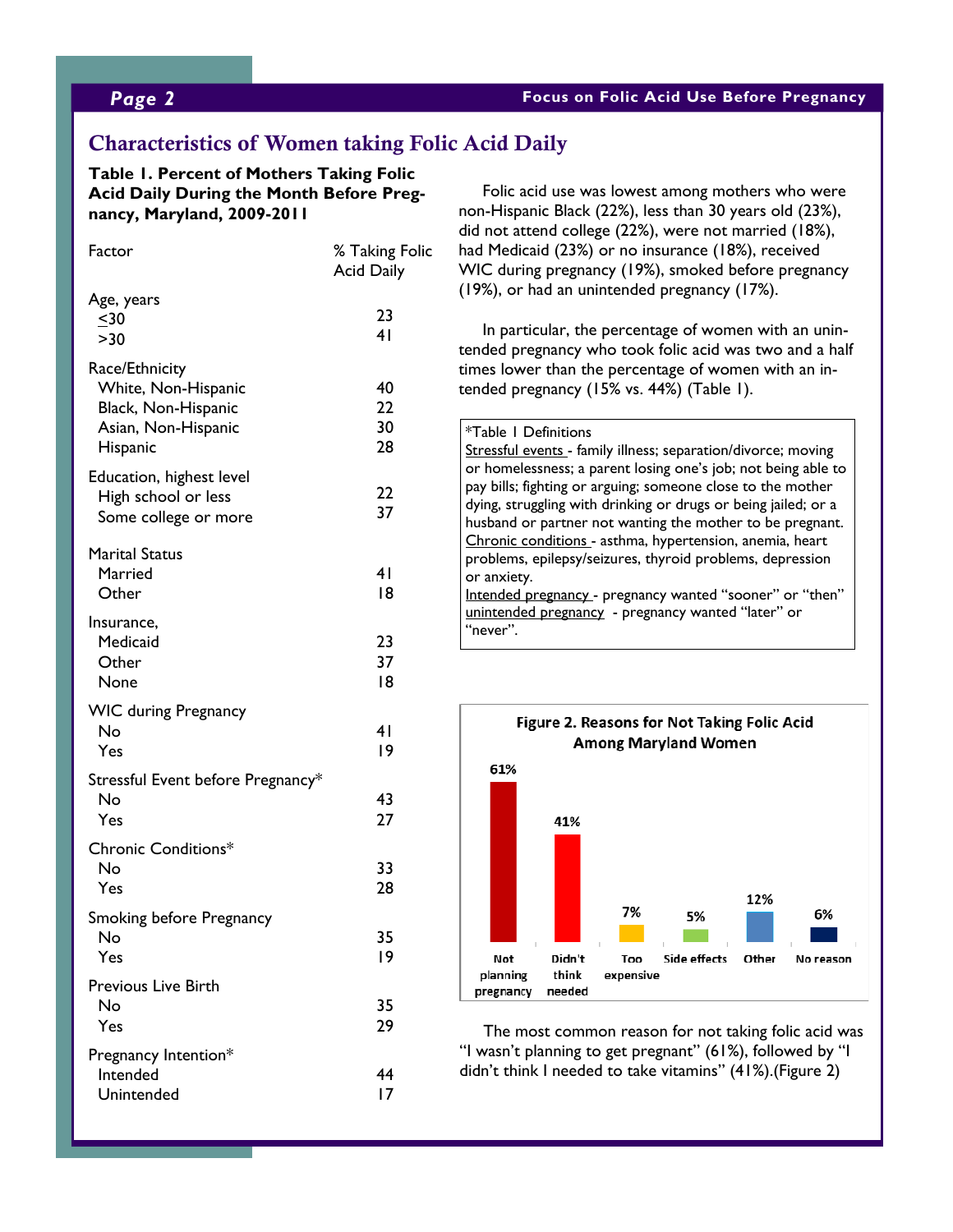## Characteristics of Women taking Folic Acid Daily

**Table 1. Percent of Mothers Taking Folic Acid Daily During the Month Before Pregnancy, Maryland, 2009-2011**

| Factor | % Taking Folic Acid Daily |
|---|---|
| **Age, years** | |
| ≤30 | 23 |
| >30 | 41 |
| **Race/Ethnicity** | |
| White, Non-Hispanic | 40 |
| Black, Non-Hispanic | 22 |
| Asian, Non-Hispanic | 30 |
| Hispanic | 28 |
| **Education, highest level** | |
| High school or less | 22 |
| Some college or more | 37 |
| **Marital Status** | |
| Married | 41 |
| Other | 18 |
| **Insurance,** | |
| Medicaid | 23 |
| Other | 37 |
| None | 18 |
| **WIC during Pregnancy** | |
| No | 41 |
| Yes | 19 |
| **Stressful Event before Pregnancy*** | |
| No | 43 |
| Yes | 27 |
| **Chronic Conditions*** | |
| No | 33 |
| Yes | 28 |
| **Smoking before Pregnancy** | |
| No | 35 |
| Yes | 19 |
| **Previous Live Birth** | |
| No | 35 |
| Yes | 29 |
| **Pregnancy Intention*** | |
| Intended | 44 |
| Unintended | 17 |

Folic acid use was lowest among mothers who were non-Hispanic Black (22%), less than 30 years old (23%), did not attend college (22%), were not married (18%), had Medicaid (23%) or no insurance (18%), received WIC during pregnancy (19%), smoked before pregnancy (19%), or had an unintended pregnancy (17%).

In particular, the percentage of women with an unintended pregnancy who took folic acid was two and a half times lower than the percentage of women with an intended pregnancy (15% vs. 44%) (Table 1).

*Table 1 Definitions
Stressful events - family illness; separation/divorce; moving or homelessness; a parent losing one's job; not being able to pay bills; fighting or arguing; someone close to the mother dying, struggling with drinking or drugs or being jailed; or a husband or partner not wanting the mother to be pregnant.
Chronic conditions - asthma, hypertension, anemia, heart problems, epilepsy/seizures, thyroid problems, depression or anxiety.
Intended pregnancy - pregnancy wanted "sooner" or "then"
unintended pregnancy - pregnancy wanted "later" or "never".

**Figure 2. Reasons for Not Taking Folic Acid Among Maryland Women**

| Reason | Percent |
|---|---|
| Not planning pregnancy | 61% |
| Didn't think needed | 41% |
| Too expensive | 7% |
| Side effects | 5% |
| Other | 12% |
| No reason | 6% |

The most common reason for not taking folic acid was "I wasn't planning to get pregnant" (61%), followed by "I didn't think I needed to take vitamins" (41%).(Figure 2)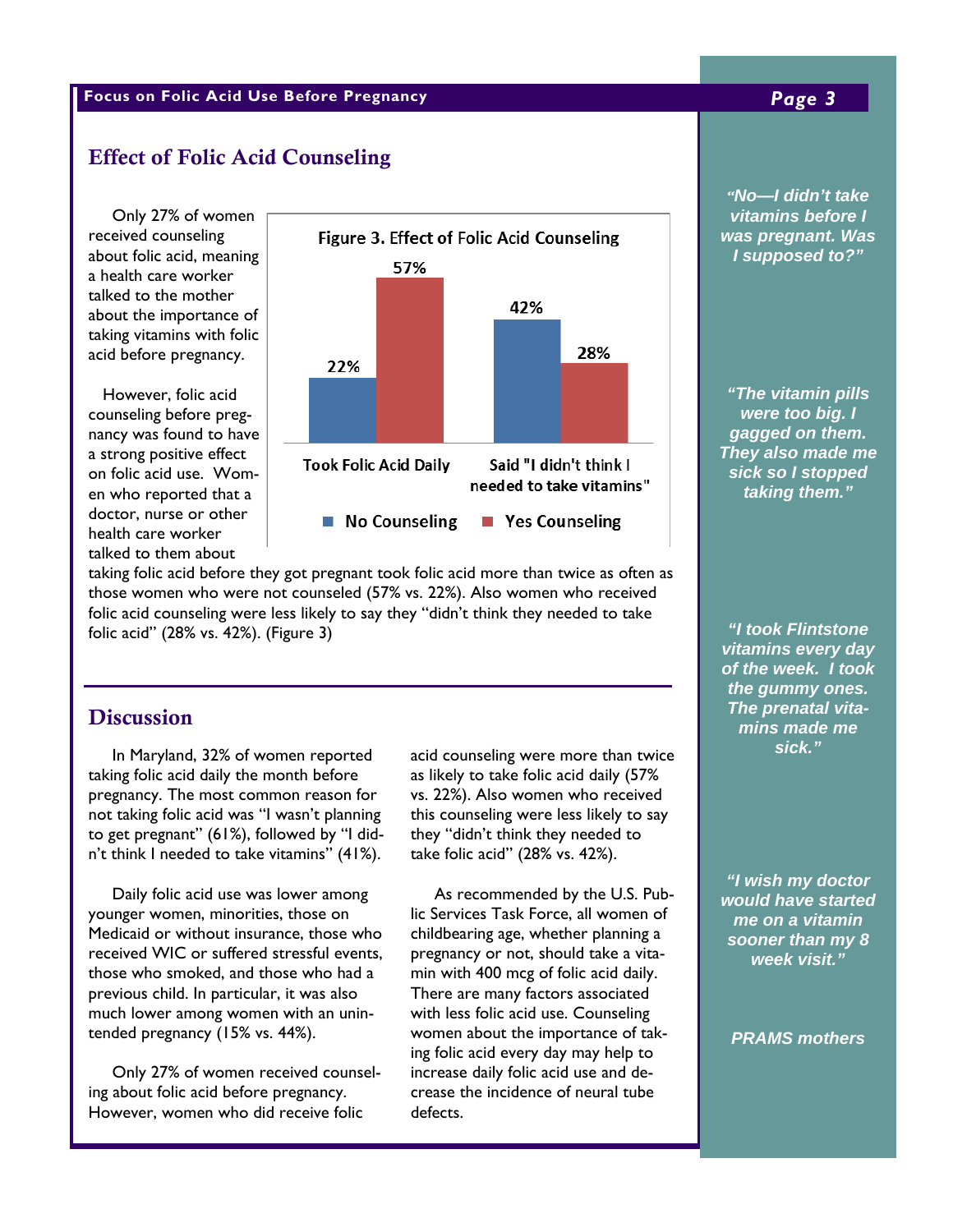## Effect of Folic Acid Counseling

Only 27% of women received counseling about folic acid, meaning a health care worker talked to the mother about the importance of taking vitamins with folic acid before pregnancy.

However, folic acid counseling before pregnancy was found to have a strong positive effect on folic acid use. Women who reported that a doctor, nurse or other health care worker talked to them about taking folic acid before they got pregnant took folic acid more than twice as often as those women who were not counseled (57% vs. 22%). Also women who received folic acid counseling were less likely to say they "didn't think they needed to take folic acid" (28% vs. 42%). (Figure 3)

**Figure 3. Effect of Folic Acid Counseling**

| | No Counseling | Yes Counseling |
|---|---|---|
| Took Folic Acid Daily | 22% | 57% |
| Said "I didn't think I needed to take vitamins" | 42% | 28% |

## Discussion

In Maryland, 32% of women reported taking folic acid daily the month before pregnancy. The most common reason for not taking folic acid was "I wasn't planning to get pregnant" (61%), followed by "I didn't think I needed to take vitamins" (41%).

Daily folic acid use was lower among younger women, minorities, those on Medicaid or without insurance, those who received WIC or suffered stressful events, those who smoked, and those who had a previous child. In particular, it was also much lower among women with an unintended pregnancy (15% vs. 44%).

Only 27% of women received counseling about folic acid before pregnancy. However, women who did receive folic acid counseling were more than twice as likely to take folic acid daily (57% vs. 22%). Also women who received this counseling were less likely to say they "didn't think they needed to take folic acid" (28% vs. 42%).

As recommended by the U.S. Public Services Task Force, all women of childbearing age, whether planning a pregnancy or not, should take a vitamin with 400 mcg of folic acid daily. There are many factors associated with less folic acid use. Counseling women about the importance of taking folic acid every day may help to increase daily folic acid use and decrease the incidence of neural tube defects.

*"No—I didn't take vitamins before I was pregnant. Was I supposed to?"*

*"The vitamin pills were too big. I gagged on them. They also made me sick so I stopped taking them."*

*"I took Flintstone vitamins every day of the week. I took the gummy ones. The prenatal vitamins made me sick."*

*"I wish my doctor would have started me on a vitamin sooner than my 8 week visit."*

*PRAMS mothers*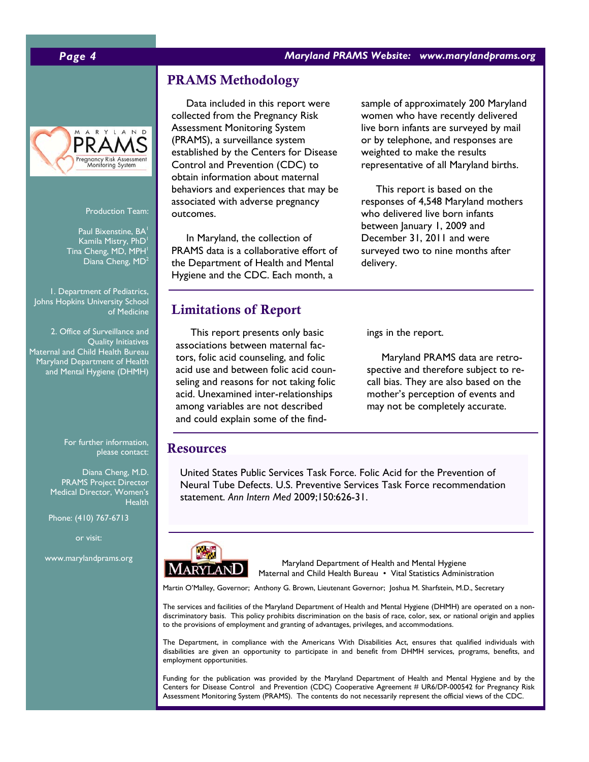## PRAMS Methodology

Data included in this report were collected from the Pregnancy Risk Assessment Monitoring System (PRAMS), a surveillance system established by the Centers for Disease Control and Prevention (CDC) to obtain information about maternal behaviors and experiences that may be associated with adverse pregnancy outcomes.

In Maryland, the collection of PRAMS data is a collaborative effort of the Department of Health and Mental Hygiene and the CDC. Each month, a sample of approximately 200 Maryland women who have recently delivered live born infants are surveyed by mail or by telephone, and responses are weighted to make the results representative of all Maryland births.

This report is based on the responses of 4,548 Maryland mothers who delivered live born infants between January 1, 2009 and December 31, 2011 and were surveyed two to nine months after delivery.

## Limitations of Report

This report presents only basic associations between maternal factors, folic acid counseling, and folic acid use and between folic acid counseling and reasons for not taking folic acid. Unexamined inter-relationships among variables are not described and could explain some of the findings in the report.

Maryland PRAMS data are retrospective and therefore subject to recall bias. They are also based on the mother's perception of events and may not be completely accurate.

## Resources

United States Public Services Task Force. Folic Acid for the Prevention of Neural Tube Defects. U.S. Preventive Services Task Force recommendation statement. *Ann Intern Med* 2009;150:626-31.

Production Team:

Paul Bixenstine, BA[1]
Kamila Mistry, PhD[1]
Tina Cheng, MD, MPH[1]
Diana Cheng, MD[2]

1. Department of Pediatrics, Johns Hopkins University School of Medicine

2. Office of Surveillance and Quality Initiatives
Maternal and Child Health Bureau
Maryland Department of Health and Mental Hygiene (DHMH)

For further information, please contact:

Diana Cheng, M.D.
PRAMS Project Director
Medical Director, Women's Health

Phone: (410) 767-6713

or visit:

www.marylandprams.org

Maryland Department of Health and Mental Hygiene
Maternal and Child Health Bureau • Vital Statistics Administration

Martin O'Malley, Governor; Anthony G. Brown, Lieutenant Governor; Joshua M. Sharfstein, M.D., Secretary

The services and facilities of the Maryland Department of Health and Mental Hygiene (DHMH) are operated on a non-discriminatory basis. This policy prohibits discrimination on the basis of race, color, sex, or national origin and applies to the provisions of employment and granting of advantages, privileges, and accommodations.

The Department, in compliance with the Americans With Disabilities Act, ensures that qualified individuals with disabilities are given an opportunity to participate in and benefit from DHMH services, programs, benefits, and employment opportunities.

Funding for the publication was provided by the Maryland Department of Health and Mental Hygiene and by the Centers for Disease Control and Prevention (CDC) Cooperative Agreement # UR6/DP-000542 for Pregnancy Risk Assessment Monitoring System (PRAMS). The contents do not necessarily represent the official views of the CDC.